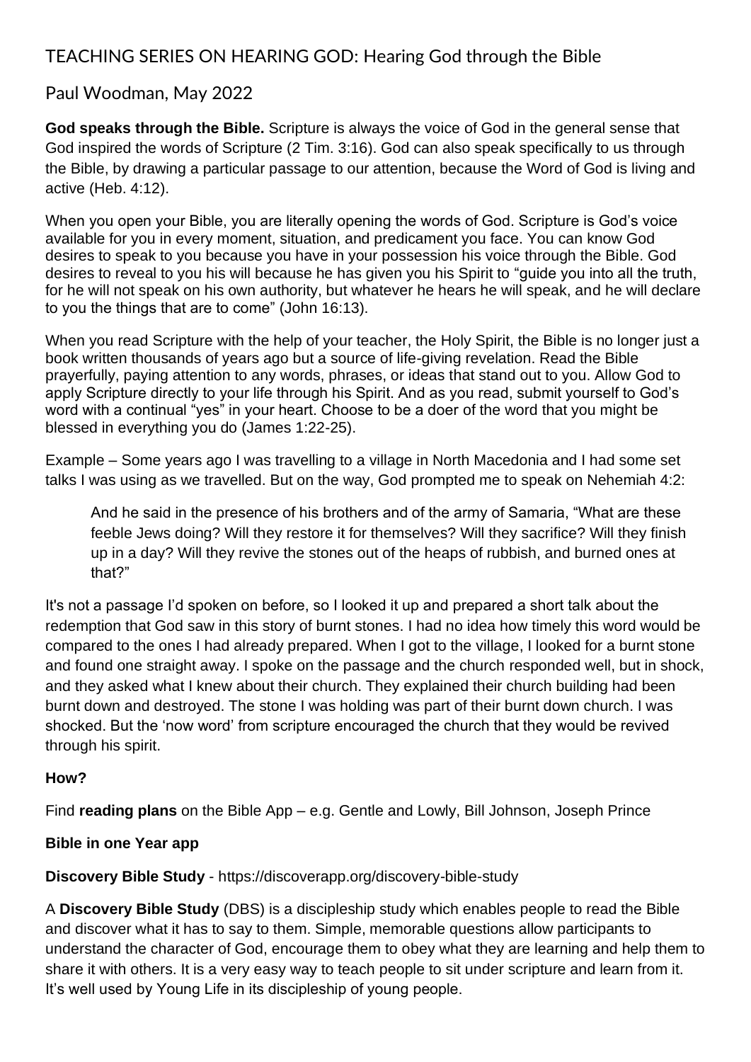# TEACHING SERIES ON HEARING GOD: Hearing God through the Bible

## Paul Woodman, May 2022

**God speaks through the Bible.** Scripture is always the voice of God in the general sense that God inspired the words of Scripture (2 Tim. 3:16). God can also speak specifically to us through the Bible, by drawing a particular passage to our attention, because the Word of God is living and active (Heb. 4:12).

When you open your Bible, you are literally opening the words of God. Scripture is God's voice available for you in every moment, situation, and predicament you face. You can know God desires to speak to you because you have in your possession his voice through the Bible. God desires to reveal to you his will because he has given you his Spirit to "guide you into all the truth, for he will not speak on his own authority, but whatever he hears he will speak, and he will declare to you the things that are to come" (John 16:13).

When you read Scripture with the help of your teacher, the Holy Spirit, the Bible is no longer just a book written thousands of years ago but a source of life-giving revelation. Read the Bible prayerfully, paying attention to any words, phrases, or ideas that stand out to you. Allow God to apply Scripture directly to your life through his Spirit. And as you read, submit yourself to God's word with a continual "yes" in your heart. Choose to be a doer of the word that you might be blessed in everything you do (James 1:22-25).

Example – Some years ago I was travelling to a village in North Macedonia and I had some set talks I was using as we travelled. But on the way, God prompted me to speak on Nehemiah 4:2:

> And he said in the presence of his brothers and of the army of Samaria, "What are these feeble Jews doing? Will they restore it for themselves? Will they sacrifice? Will they finish up in a day? Will they revive the stones out of the heaps of rubbish, and burned ones at that?"

It's not a passage I'd spoken on before, so I looked it up and prepared a short talk about the redemption that God saw in this story of burnt stones. I had no idea how timely this word would be compared to the ones I had already prepared. When I got to the village, I looked for a burnt stone and found one straight away. I spoke on the passage and the church responded well, but in shock, and they asked what I knew about their church. They explained their church building had been burnt down and destroyed. The stone I was holding was part of their burnt down church. I was shocked. But the 'now word' from scripture encouraged the church that they would be revived through his spirit.

**How?**

Find **reading plans** on the Bible App – e.g. Gentle and Lowly, Bill Johnson, Joseph Prince

**Bible in one Year app**

**Discovery Bible Study** - https://discoverapp.org/discovery-bible-study

A **Discovery Bible Study** (DBS) is a discipleship study which enables people to read the Bible and discover what it has to say to them. Simple, memorable questions allow participants to understand the character of God, encourage them to obey what they are learning and help them to share it with others. It is a very easy way to teach people to sit under scripture and learn from it. It's well used by Young Life in its discipleship of young people.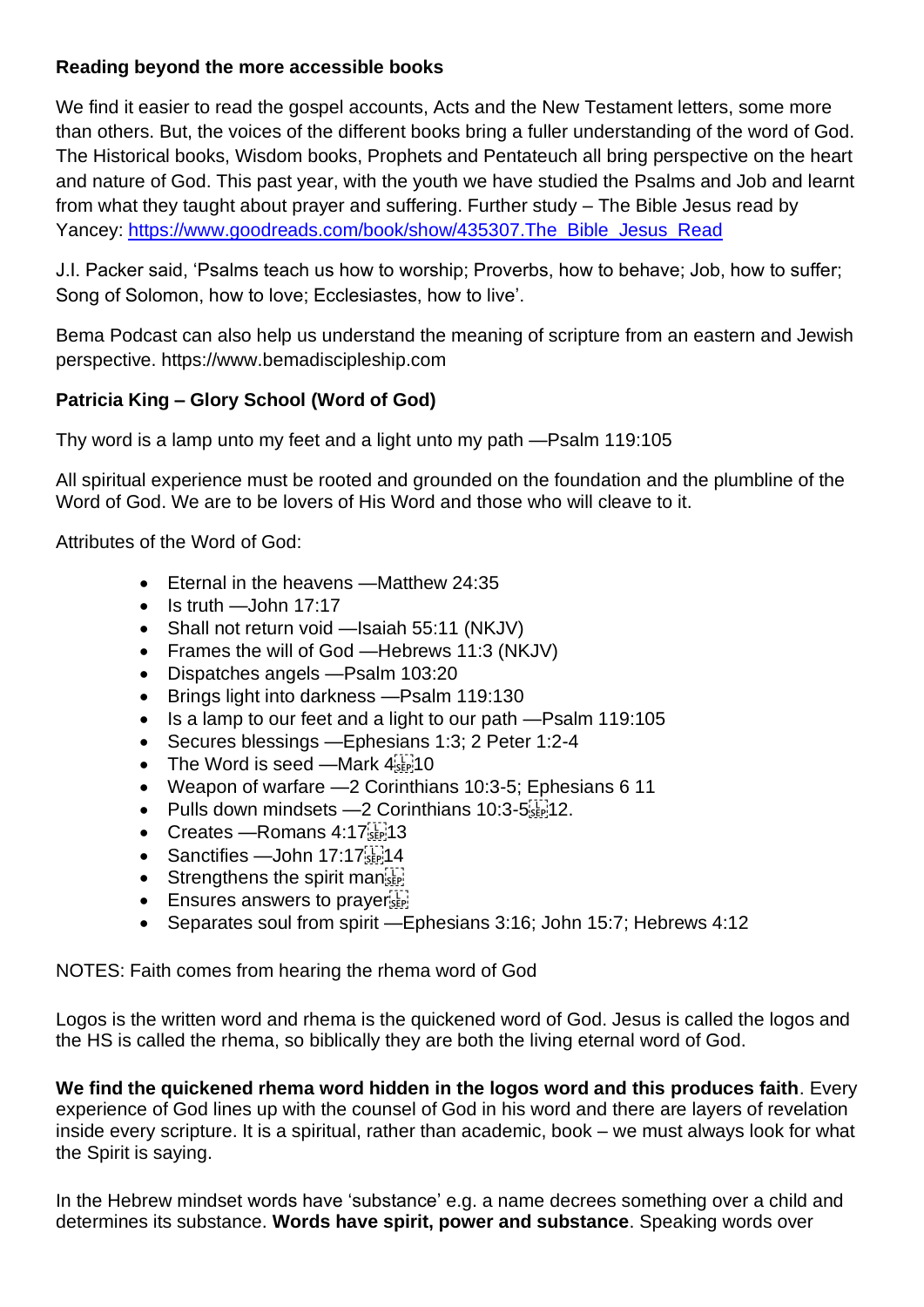**Reading beyond the more accessible books**

We find it easier to read the gospel accounts, Acts and the New Testament letters, some more than others. But, the voices of the different books bring a fuller understanding of the word of God. The Historical books, Wisdom books, Prophets and Pentateuch all bring perspective on the heart and nature of God. This past year, with the youth we have studied the Psalms and Job and learnt from what they taught about prayer and suffering. Further study – The Bible Jesus read by Yancey: [https://www.goodreads.com/book/show/435307.The_Bible_Jesus_Read](https://www.goodreads.com/book/show/435307.The_Bible_Jesus_Read)

J.I. Packer said, 'Psalms teach us how to worship; Proverbs, how to behave; Job, how to suffer; Song of Solomon, how to love; Ecclesiastes, how to live'.

Bema Podcast can also help us understand the meaning of scripture from an eastern and Jewish perspective. https://www.bemadiscipleship.com

**Patricia King – Glory School (Word of God)**

Thy word is a lamp unto my feet and a light unto my path —Psalm 119:105

All spiritual experience must be rooted and grounded on the foundation and the plumbline of the Word of God. We are to be lovers of His Word and those who will cleave to it.

Attributes of the Word of God:

- Eternal in the heavens —Matthew 24:35
- Is truth —John 17:17
- Shall not return void —Isaiah 55:11 (NKJV)
- Frames the will of God —Hebrews 11:3 (NKJV)
- Dispatches angels —Psalm 103:20
- Brings light into darkness —Psalm 119:130
- Is a lamp to our feet and a light to our path —Psalm 119:105
- Secures blessings —Ephesians 1:3; 2 Peter 1:2-4
- The Word is seed —Mark 4 10
- Weapon of warfare —2 Corinthians 10:3-5; Ephesians 6 11
- Pulls down mindsets —2 Corinthians 10:3-5 12.
- Creates —Romans 4:17 13
- Sanctifies —John 17:17 14
- Strengthens the spirit man
- Ensures answers to prayer
- Separates soul from spirit —Ephesians 3:16; John 15:7; Hebrews 4:12

NOTES: Faith comes from hearing the rhema word of God

Logos is the written word and rhema is the quickened word of God. Jesus is called the logos and the HS is called the rhema, so biblically they are both the living eternal word of God.

**We find the quickened rhema word hidden in the logos word and this produces faith**. Every experience of God lines up with the counsel of God in his word and there are layers of revelation inside every scripture. It is a spiritual, rather than academic, book – we must always look for what the Spirit is saying.

In the Hebrew mindset words have 'substance' e.g. a name decrees something over a child and determines its substance. **Words have spirit, power and substance**. Speaking words over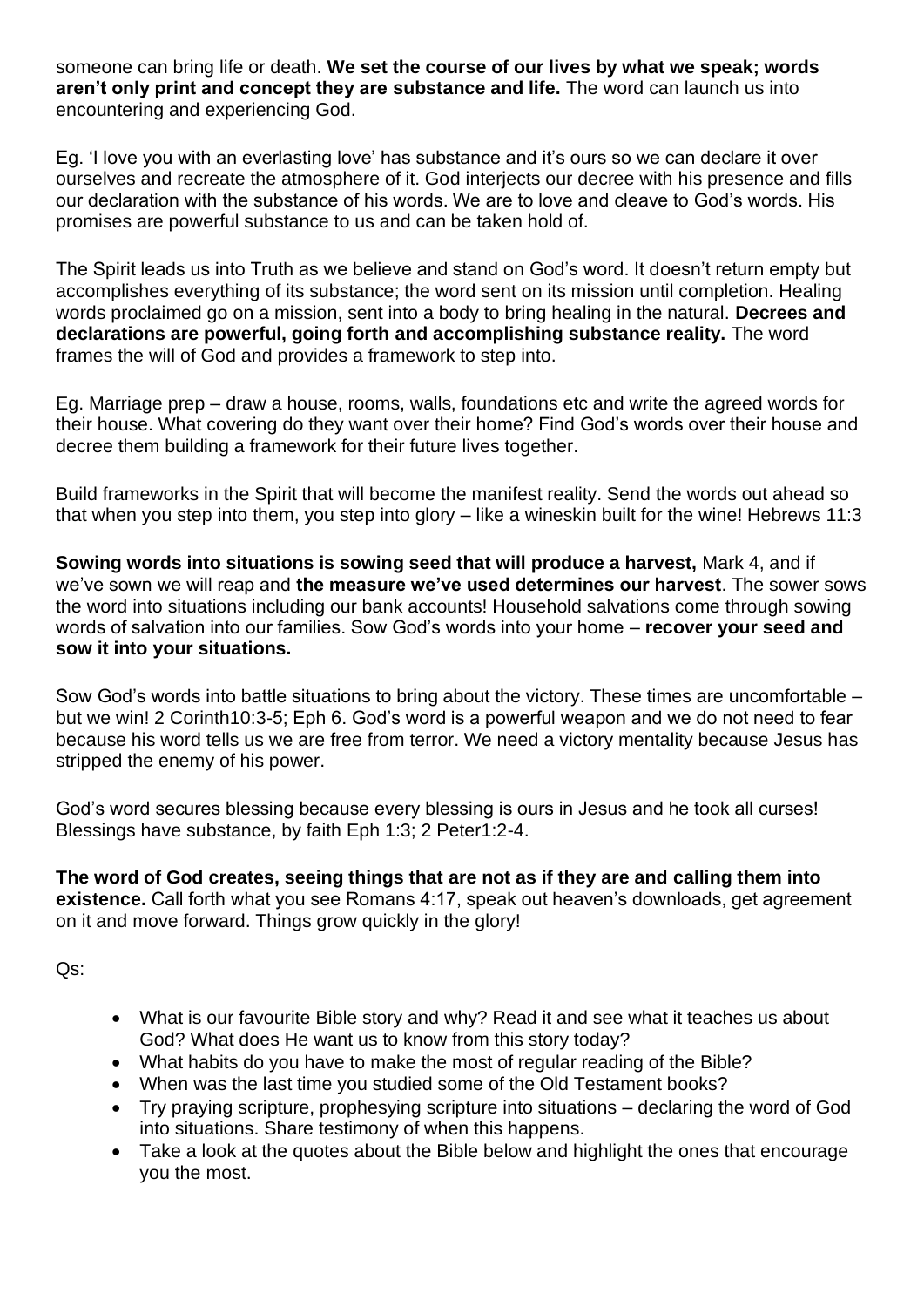someone can bring life or death. **We set the course of our lives by what we speak; words aren't only print and concept they are substance and life.** The word can launch us into encountering and experiencing God.

Eg. 'I love you with an everlasting love' has substance and it's ours so we can declare it over ourselves and recreate the atmosphere of it. God interjects our decree with his presence and fills our declaration with the substance of his words. We are to love and cleave to God's words. His promises are powerful substance to us and can be taken hold of.

The Spirit leads us into Truth as we believe and stand on God's word. It doesn't return empty but accomplishes everything of its substance; the word sent on its mission until completion. Healing words proclaimed go on a mission, sent into a body to bring healing in the natural. **Decrees and declarations are powerful, going forth and accomplishing substance reality.** The word frames the will of God and provides a framework to step into.

Eg. Marriage prep – draw a house, rooms, walls, foundations etc and write the agreed words for their house. What covering do they want over their home? Find God's words over their house and decree them building a framework for their future lives together.

Build frameworks in the Spirit that will become the manifest reality. Send the words out ahead so that when you step into them, you step into glory – like a wineskin built for the wine! Hebrews 11:3

**Sowing words into situations is sowing seed that will produce a harvest,** Mark 4, and if we've sown we will reap and **the measure we've used determines our harvest**. The sower sows the word into situations including our bank accounts! Household salvations come through sowing words of salvation into our families. Sow God's words into your home – **recover your seed and sow it into your situations.**

Sow God's words into battle situations to bring about the victory. These times are uncomfortable – but we win! 2 Corinth10:3-5; Eph 6. God's word is a powerful weapon and we do not need to fear because his word tells us we are free from terror. We need a victory mentality because Jesus has stripped the enemy of his power.

God's word secures blessing because every blessing is ours in Jesus and he took all curses! Blessings have substance, by faith Eph 1:3; 2 Peter1:2-4.

**The word of God creates, seeing things that are not as if they are and calling them into existence.** Call forth what you see Romans 4:17, speak out heaven's downloads, get agreement on it and move forward. Things grow quickly in the glory!

Qs:

- What is our favourite Bible story and why? Read it and see what it teaches us about God? What does He want us to know from this story today?
- What habits do you have to make the most of regular reading of the Bible?
- When was the last time you studied some of the Old Testament books?
- Try praying scripture, prophesying scripture into situations – declaring the word of God into situations. Share testimony of when this happens.
- Take a look at the quotes about the Bible below and highlight the ones that encourage you the most.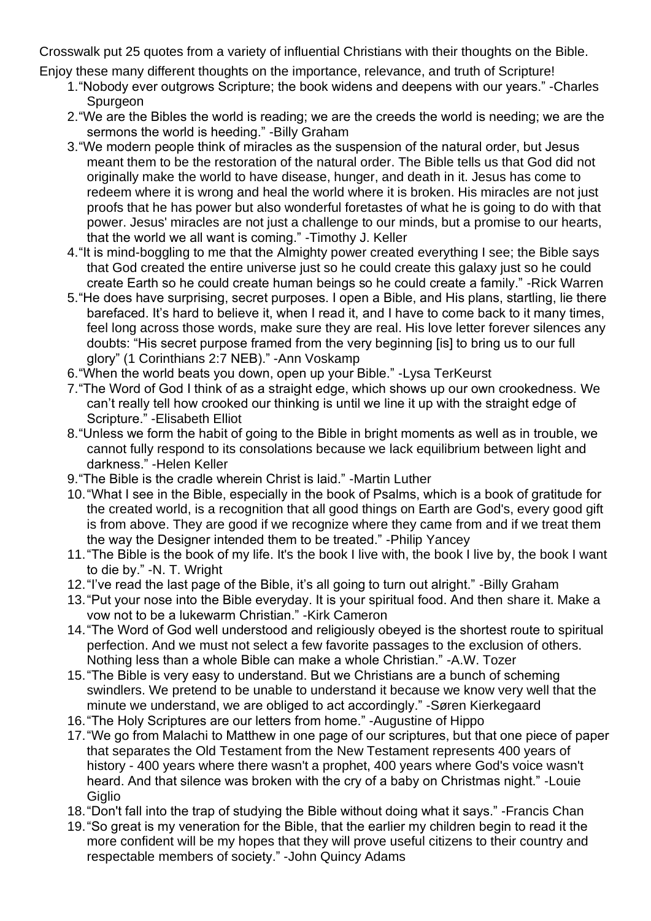Crosswalk put 25 quotes from a variety of influential Christians with their thoughts on the Bible.

Enjoy these many different thoughts on the importance, relevance, and truth of Scripture!

1. "Nobody ever outgrows Scripture; the book widens and deepens with our years." -Charles Spurgeon
2. "We are the Bibles the world is reading; we are the creeds the world is needing; we are the sermons the world is heeding." -Billy Graham
3. "We modern people think of miracles as the suspension of the natural order, but Jesus meant them to be the restoration of the natural order. The Bible tells us that God did not originally make the world to have disease, hunger, and death in it. Jesus has come to redeem where it is wrong and heal the world where it is broken. His miracles are not just proofs that he has power but also wonderful foretastes of what he is going to do with that power. Jesus' miracles are not just a challenge to our minds, but a promise to our hearts, that the world we all want is coming." -Timothy J. Keller
4. "It is mind-boggling to me that the Almighty power created everything I see; the Bible says that God created the entire universe just so he could create this galaxy just so he could create Earth so he could create human beings so he could create a family." -Rick Warren
5. "He does have surprising, secret purposes. I open a Bible, and His plans, startling, lie there barefaced. It's hard to believe it, when I read it, and I have to come back to it many times, feel long across those words, make sure they are real. His love letter forever silences any doubts: "His secret purpose framed from the very beginning [is] to bring us to our full glory" (1 Corinthians 2:7 NEB)." -Ann Voskamp
6. "When the world beats you down, open up your Bible." -Lysa TerKeurst
7. "The Word of God I think of as a straight edge, which shows up our own crookedness. We can't really tell how crooked our thinking is until we line it up with the straight edge of Scripture." -Elisabeth Elliot
8. "Unless we form the habit of going to the Bible in bright moments as well as in trouble, we cannot fully respond to its consolations because we lack equilibrium between light and darkness." -Helen Keller
9. "The Bible is the cradle wherein Christ is laid." -Martin Luther
10. "What I see in the Bible, especially in the book of Psalms, which is a book of gratitude for the created world, is a recognition that all good things on Earth are God's, every good gift is from above. They are good if we recognize where they came from and if we treat them the way the Designer intended them to be treated." -Philip Yancey
11. "The Bible is the book of my life. It's the book I live with, the book I live by, the book I want to die by." -N. T. Wright
12. "I've read the last page of the Bible, it's all going to turn out alright." -Billy Graham
13. "Put your nose into the Bible everyday. It is your spiritual food. And then share it. Make a vow not to be a lukewarm Christian." -Kirk Cameron
14. "The Word of God well understood and religiously obeyed is the shortest route to spiritual perfection. And we must not select a few favorite passages to the exclusion of others. Nothing less than a whole Bible can make a whole Christian." -A.W. Tozer
15. "The Bible is very easy to understand. But we Christians are a bunch of scheming swindlers. We pretend to be unable to understand it because we know very well that the minute we understand, we are obliged to act accordingly." -Søren Kierkegaard
16. "The Holy Scriptures are our letters from home." -Augustine of Hippo
17. "We go from Malachi to Matthew in one page of our scriptures, but that one piece of paper that separates the Old Testament from the New Testament represents 400 years of history - 400 years where there wasn't a prophet, 400 years where God's voice wasn't heard. And that silence was broken with the cry of a baby on Christmas night." -Louie Giglio
18. "Don't fall into the trap of studying the Bible without doing what it says." -Francis Chan
19. "So great is my veneration for the Bible, that the earlier my children begin to read it the more confident will be my hopes that they will prove useful citizens to their country and respectable members of society." -John Quincy Adams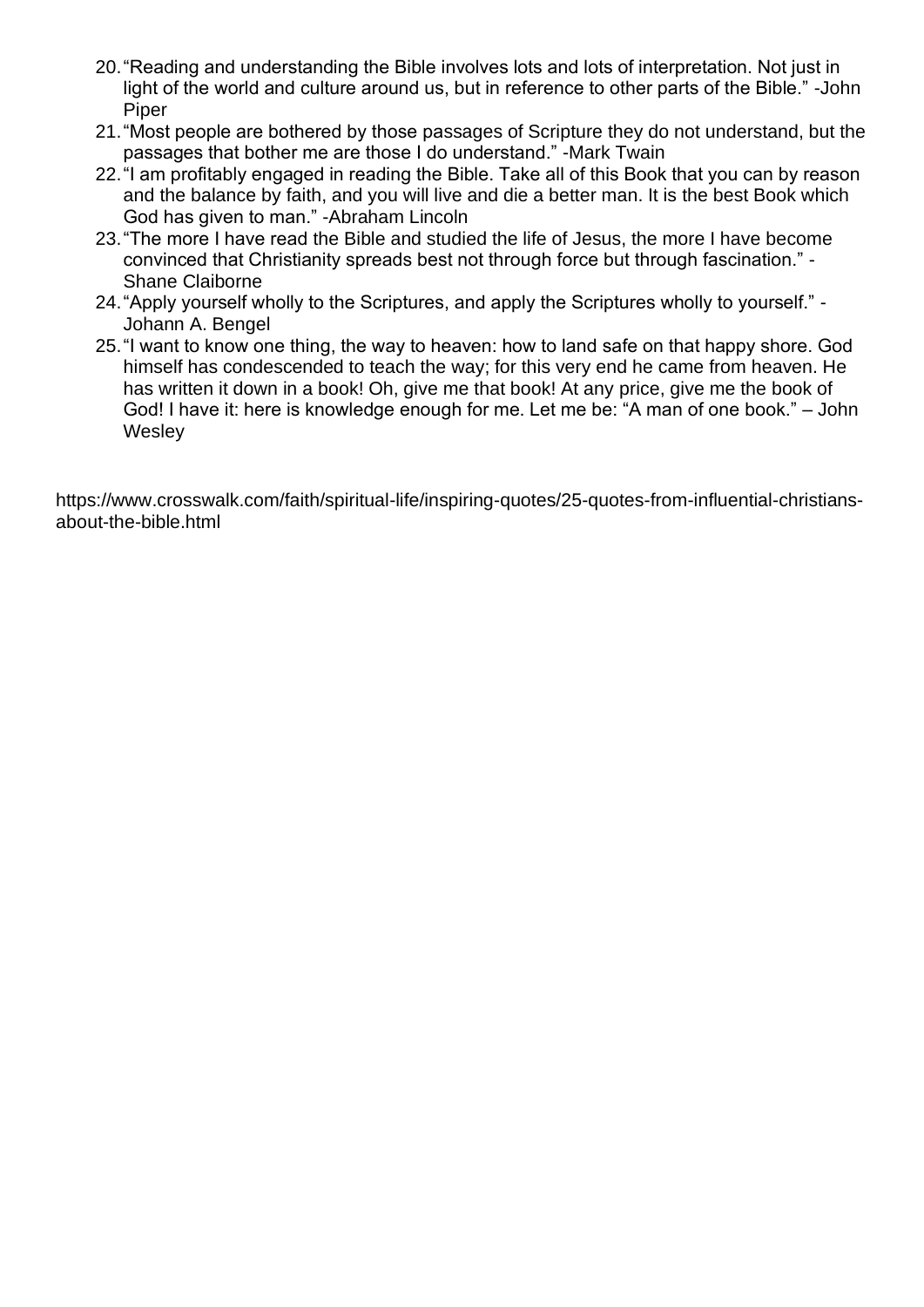20. "Reading and understanding the Bible involves lots and lots of interpretation. Not just in light of the world and culture around us, but in reference to other parts of the Bible." -John Piper
21. "Most people are bothered by those passages of Scripture they do not understand, but the passages that bother me are those I do understand." -Mark Twain
22. "I am profitably engaged in reading the Bible. Take all of this Book that you can by reason and the balance by faith, and you will live and die a better man. It is the best Book which God has given to man." -Abraham Lincoln
23. "The more I have read the Bible and studied the life of Jesus, the more I have become convinced that Christianity spreads best not through force but through fascination." -Shane Claiborne
24. "Apply yourself wholly to the Scriptures, and apply the Scriptures wholly to yourself." -Johann A. Bengel
25. "I want to know one thing, the way to heaven: how to land safe on that happy shore. God himself has condescended to teach the way; for this very end he came from heaven. He has written it down in a book! Oh, give me that book! At any price, give me the book of God! I have it: here is knowledge enough for me. Let me be: "A man of one book." – John Wesley

https://www.crosswalk.com/faith/spiritual-life/inspiring-quotes/25-quotes-from-influential-christians-about-the-bible.html